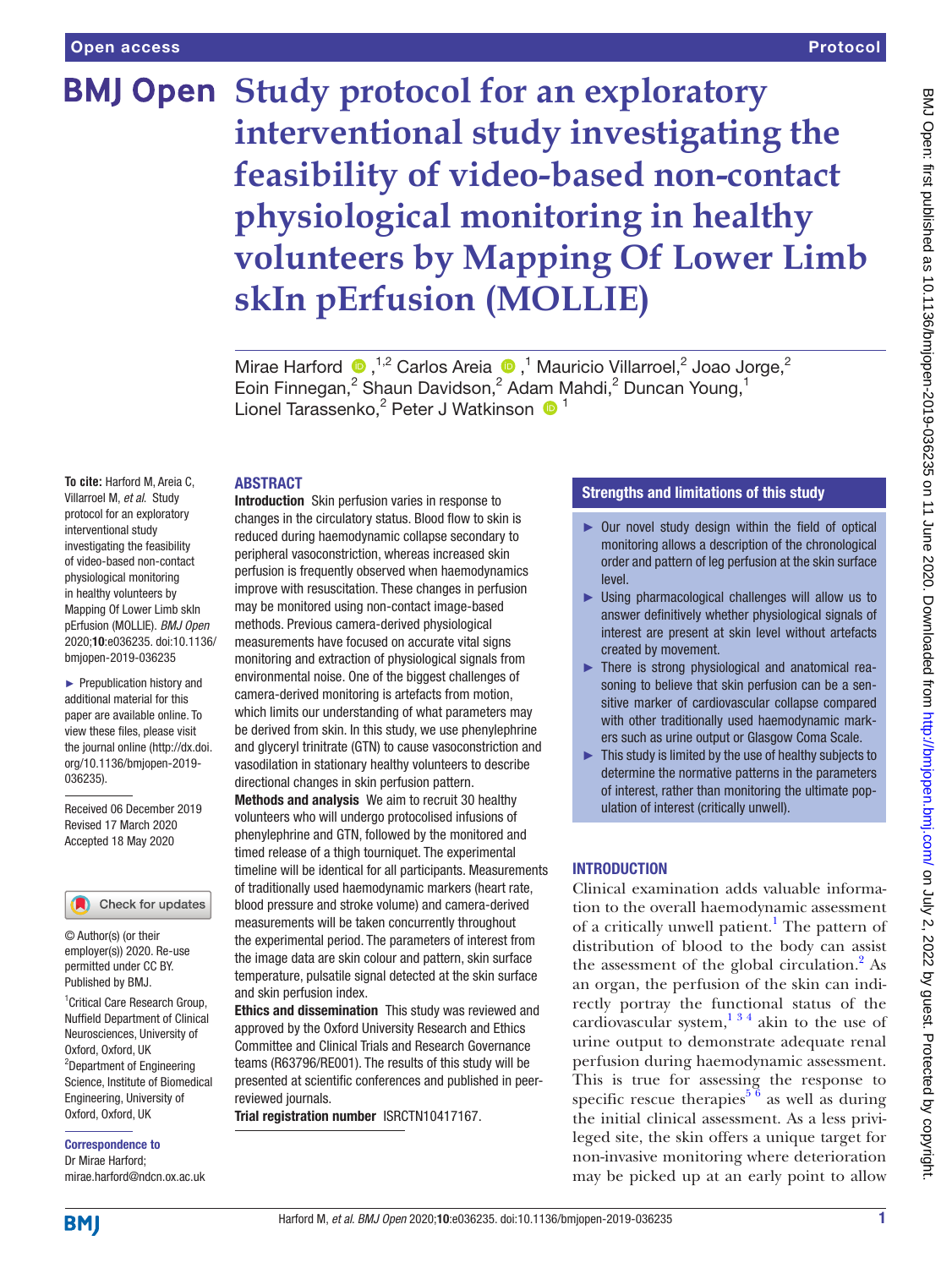# Study protocol for an exploratory interventional study investigating the feasibility of video-based non-contact physiological monitoring in healthy volunteers by Mapping Of Lower Limb skIn pErfusion (MOLLIE)

Mirae Harford [1,2], Carlos Areia [1], Mauricio Villarroel [2], Joao Jorge [2], Eoin Finnegan [2], Shaun Davidson [2], Adam Mahdi [2], Duncan Young [1], Lionel Tarassenko [2], Peter J Watkinson [1]

**To cite:** Harford M, Areia C, Villarroel M, *et al*. Study protocol for an exploratory interventional study investigating the feasibility of video-based non-contact physiological monitoring in healthy volunteers by Mapping Of Lower Limb skIn pErfusion (MOLLIE). *BMJ Open* 2020;**10**:e036235. doi:10.1136/bmjopen-2019-036235

► Prepublication history and additional material for this paper are available online. To view these files, please visit the journal online (http://dx.doi.org/10.1136/bmjopen-2019-036235).

Received 06 December 2019
Revised 17 March 2020
Accepted 18 May 2020

© Author(s) (or their employer(s)) 2020. Re-use permitted under CC BY. Published by BMJ.

[1]Critical Care Research Group, Nuffield Department of Clinical Neurosciences, University of Oxford, Oxford, UK
[2]Department of Engineering Science, Institute of Biomedical Engineering, University of Oxford, Oxford, UK

**Correspondence to**
Dr Mirae Harford;
mirae.harford@ndcn.ox.ac.uk

## ABSTRACT

**Introduction** Skin perfusion varies in response to changes in the circulatory status. Blood flow to skin is reduced during haemodynamic collapse secondary to peripheral vasoconstriction, whereas increased skin perfusion is frequently observed when haemodynamics improve with resuscitation. These changes in perfusion may be monitored using non-contact image-based methods. Previous camera-derived physiological measurements have focused on accurate vital signs monitoring and extraction of physiological signals from environmental noise. One of the biggest challenges of camera-derived monitoring is artefacts from motion, which limits our understanding of what parameters may be derived from skin. In this study, we use phenylephrine and glyceryl trinitrate (GTN) to cause vasoconstriction and vasodilation in stationary healthy volunteers to describe directional changes in skin perfusion pattern.

**Methods and analysis** We aim to recruit 30 healthy volunteers who will undergo protocolised infusions of phenylephrine and GTN, followed by the monitored and timed release of a thigh tourniquet. The experimental timeline will be identical for all participants. Measurements of traditionally used haemodynamic markers (heart rate, blood pressure and stroke volume) and camera-derived measurements will be taken concurrently throughout the experimental period. The parameters of interest from the image data are skin colour and pattern, skin surface temperature, pulsatile signal detected at the skin surface and skin perfusion index.

**Ethics and dissemination** This study was reviewed and approved by the Oxford University Research and Ethics Committee and Clinical Trials and Research Governance teams (R63796/RE001). The results of this study will be presented at scientific conferences and published in peer-reviewed journals.

**Trial registration number** ISRCTN10417167.

## Strengths and limitations of this study

- ► Our novel study design within the field of optical monitoring allows a description of the chronological order and pattern of leg perfusion at the skin surface level.
- ► Using pharmacological challenges will allow us to answer definitively whether physiological signals of interest are present at skin level without artefacts created by movement.
- ► There is strong physiological and anatomical reasoning to believe that skin perfusion can be a sensitive marker of cardiovascular collapse compared with other traditionally used haemodynamic markers such as urine output or Glasgow Coma Scale.
- ► This study is limited by the use of healthy subjects to determine the normative patterns in the parameters of interest, rather than monitoring the ultimate population of interest (critically unwell).

## INTRODUCTION

Clinical examination adds valuable information to the overall haemodynamic assessment of a critically unwell patient.[1] The pattern of distribution of blood to the body can assist the assessment of the global circulation.[2] As an organ, the perfusion of the skin can indirectly portray the functional status of the cardiovascular system,[1,3,4] akin to the use of urine output to demonstrate adequate renal perfusion during haemodynamic assessment. This is true for assessing the response to specific rescue therapies[5,6] as well as during the initial clinical assessment. As a less privileged site, the skin offers a unique target for non-invasive monitoring where deterioration may be picked up at an early point to allow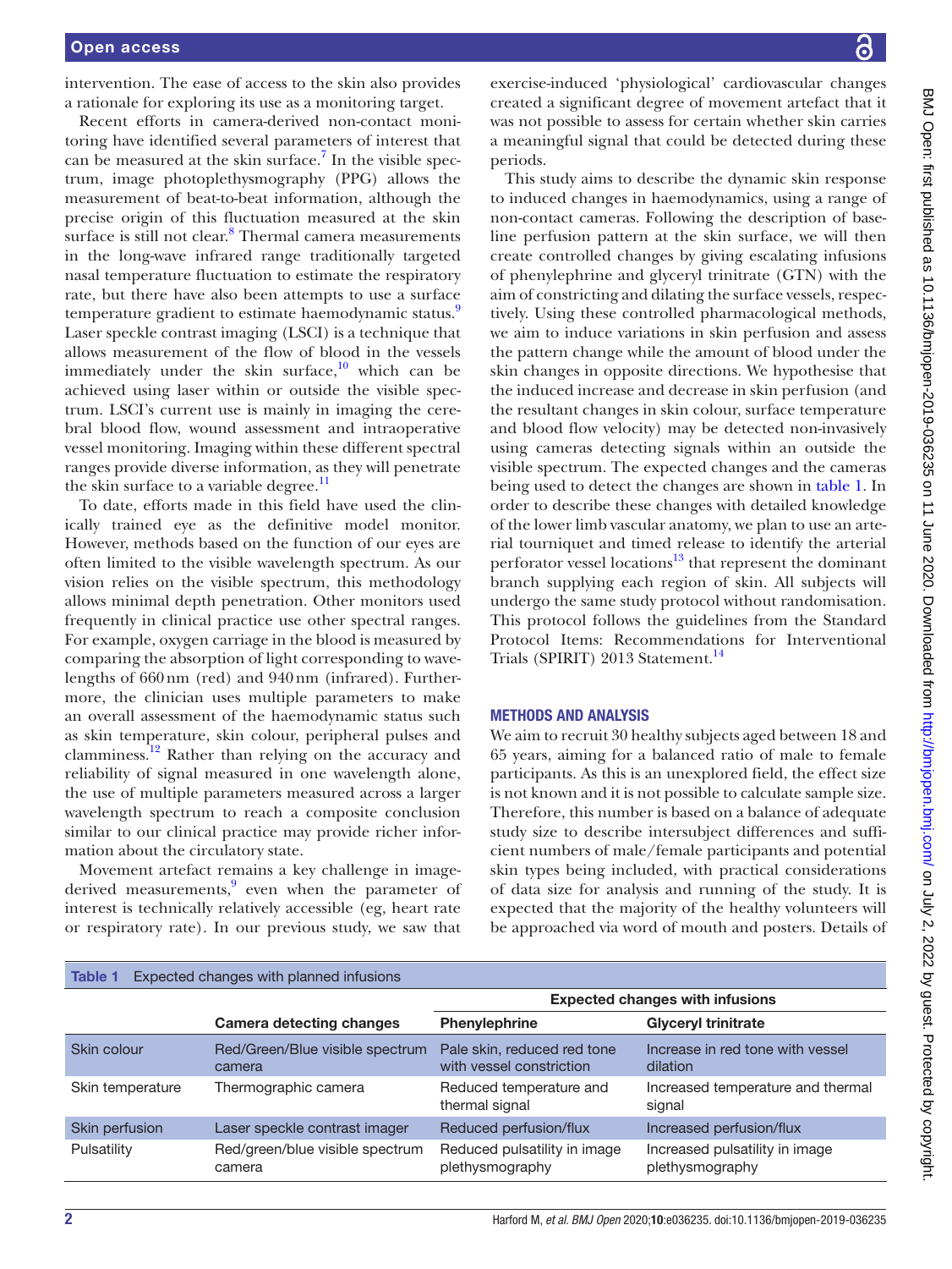intervention. The ease of access to the skin also provides a rationale for exploring its use as a monitoring target.

Recent efforts in camera-derived non-contact monitoring have identified several parameters of interest that can be measured at the skin surface.[7] In the visible spectrum, image photoplethysmography (PPG) allows the measurement of beat-to-beat information, although the precise origin of this fluctuation measured at the skin surface is still not clear.[8] Thermal camera measurements in the long-wave infrared range traditionally targeted nasal temperature fluctuation to estimate the respiratory rate, but there have also been attempts to use a surface temperature gradient to estimate haemodynamic status.[9] Laser speckle contrast imaging (LSCI) is a technique that allows measurement of the flow of blood in the vessels immediately under the skin surface,[10] which can be achieved using laser within or outside the visible spectrum. LSCI's current use is mainly in imaging the cerebral blood flow, wound assessment and intraoperative vessel monitoring. Imaging within these different spectral ranges provide diverse information, as they will penetrate the skin surface to a variable degree.[11]

To date, efforts made in this field have used the clinically trained eye as the definitive model monitor. However, methods based on the function of our eyes are often limited to the visible wavelength spectrum. As our vision relies on the visible spectrum, this methodology allows minimal depth penetration. Other monitors used frequently in clinical practice use other spectral ranges. For example, oxygen carriage in the blood is measured by comparing the absorption of light corresponding to wavelengths of 660 nm (red) and 940 nm (infrared). Furthermore, the clinician uses multiple parameters to make an overall assessment of the haemodynamic status such as skin temperature, skin colour, peripheral pulses and clamminess.[12] Rather than relying on the accuracy and reliability of signal measured in one wavelength alone, the use of multiple parameters measured across a larger wavelength spectrum to reach a composite conclusion similar to our clinical practice may provide richer information about the circulatory state.

Movement artefact remains a key challenge in image-derived measurements,[9] even when the parameter of interest is technically relatively accessible (eg, heart rate or respiratory rate). In our previous study, we saw that exercise-induced 'physiological' cardiovascular changes created a significant degree of movement artefact that it was not possible to assess for certain whether skin carries a meaningful signal that could be detected during these periods.

This study aims to describe the dynamic skin response to induced changes in haemodynamics, using a range of non-contact cameras. Following the description of baseline perfusion pattern at the skin surface, we will then create controlled changes by giving escalating infusions of phenylephrine and glyceryl trinitrate (GTN) with the aim of constricting and dilating the surface vessels, respectively. Using these controlled pharmacological methods, we aim to induce variations in skin perfusion and assess the pattern change while the amount of blood under the skin changes in opposite directions. We hypothesise that the induced increase and decrease in skin perfusion (and the resultant changes in skin colour, surface temperature and blood flow velocity) may be detected non-invasively using cameras detecting signals within an outside the visible spectrum. The expected changes and the cameras being used to detect the changes are shown in table 1. In order to describe these changes with detailed knowledge of the lower limb vascular anatomy, we plan to use an arterial tourniquet and timed release to identify the arterial perforator vessel locations[13] that represent the dominant branch supplying each region of skin. All subjects will undergo the same study protocol without randomisation. This protocol follows the guidelines from the Standard Protocol Items: Recommendations for Interventional Trials (SPIRIT) 2013 Statement.[14]

## METHODS AND ANALYSIS

We aim to recruit 30 healthy subjects aged between 18 and 65 years, aiming for a balanced ratio of male to female participants. As this is an unexplored field, the effect size is not known and it is not possible to calculate sample size. Therefore, this number is based on a balance of adequate study size to describe intersubject differences and sufficient numbers of male/female participants and potential skin types being included, with practical considerations of data size for analysis and running of the study. It is expected that the majority of the healthy volunteers will be approached via word of mouth and posters. Details of

**Table 1** Expected changes with planned infusions

| | | Expected changes with infusions | |
|---|---|---|---|
| | **Camera detecting changes** | **Phenylephrine** | **Glyceryl trinitrate** |
| Skin colour | Red/Green/Blue visible spectrum camera | Pale skin, reduced red tone with vessel constriction | Increase in red tone with vessel dilation |
| Skin temperature | Thermographic camera | Reduced temperature and thermal signal | Increased temperature and thermal signal |
| Skin perfusion | Laser speckle contrast imager | Reduced perfusion/flux | Increased perfusion/flux |
| Pulsatility | Red/green/blue visible spectrum camera | Reduced pulsatility in image plethysmography | Increased pulsatility in image plethysmography |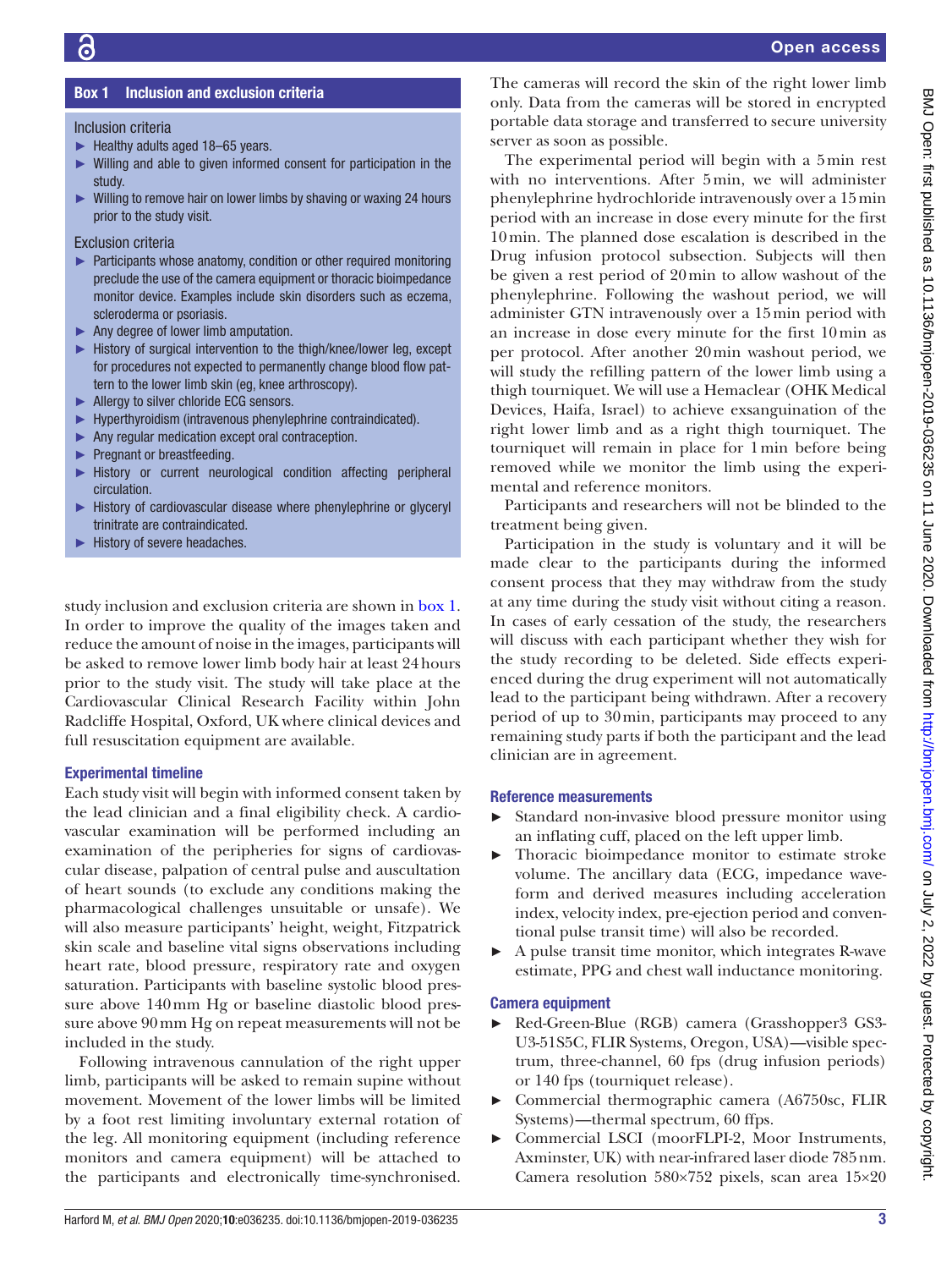**Box 1 Inclusion and exclusion criteria**

Inclusion criteria

- Healthy adults aged 18–65 years.
- Willing and able to given informed consent for participation in the study.
- Willing to remove hair on lower limbs by shaving or waxing 24 hours prior to the study visit.

Exclusion criteria

- Participants whose anatomy, condition or other required monitoring preclude the use of the camera equipment or thoracic bioimpedance monitor device. Examples include skin disorders such as eczema, scleroderma or psoriasis.
- Any degree of lower limb amputation.
- History of surgical intervention to the thigh/knee/lower leg, except for procedures not expected to permanently change blood flow pattern to the lower limb skin (eg, knee arthroscopy).
- Allergy to silver chloride ECG sensors.
- Hyperthyroidism (intravenous phenylephrine contraindicated).
- Any regular medication except oral contraception.
- Pregnant or breastfeeding.
- History or current neurological condition affecting peripheral circulation.
- History of cardiovascular disease where phenylephrine or glyceryl trinitrate are contraindicated.
- History of severe headaches.

study inclusion and exclusion criteria are shown in box 1. In order to improve the quality of the images taken and reduce the amount of noise in the images, participants will be asked to remove lower limb body hair at least 24 hours prior to the study visit. The study will take place at the Cardiovascular Clinical Research Facility within John Radcliffe Hospital, Oxford, UK where clinical devices and full resuscitation equipment are available.

### Experimental timeline

Each study visit will begin with informed consent taken by the lead clinician and a final eligibility check. A cardiovascular examination will be performed including an examination of the peripheries for signs of cardiovascular disease, palpation of central pulse and auscultation of heart sounds (to exclude any conditions making the pharmacological challenges unsuitable or unsafe). We will also measure participants' height, weight, Fitzpatrick skin scale and baseline vital signs observations including heart rate, blood pressure, respiratory rate and oxygen saturation. Participants with baseline systolic blood pressure above 140 mm Hg or baseline diastolic blood pressure above 90 mm Hg on repeat measurements will not be included in the study.

Following intravenous cannulation of the right upper limb, participants will be asked to remain supine without movement. Movement of the lower limbs will be limited by a foot rest limiting involuntary external rotation of the leg. All monitoring equipment (including reference monitors and camera equipment) will be attached to the participants and electronically time-synchronised. The cameras will record the skin of the right lower limb only. Data from the cameras will be stored in encrypted portable data storage and transferred to secure university server as soon as possible.

The experimental period will begin with a 5 min rest with no interventions. After 5 min, we will administer phenylephrine hydrochloride intravenously over a 15 min period with an increase in dose every minute for the first 10 min. The planned dose escalation is described in the Drug infusion protocol subsection. Subjects will then be given a rest period of 20 min to allow washout of the phenylephrine. Following the washout period, we will administer GTN intravenously over a 15 min period with an increase in dose every minute for the first 10 min as per protocol. After another 20 min washout period, we will study the refilling pattern of the lower limb using a thigh tourniquet. We will use a Hemaclear (OHK Medical Devices, Haifa, Israel) to achieve exsanguination of the right lower limb and as a right thigh tourniquet. The tourniquet will remain in place for 1 min before being removed while we monitor the limb using the experimental and reference monitors.

Participants and researchers will not be blinded to the treatment being given.

Participation in the study is voluntary and it will be made clear to the participants during the informed consent process that they may withdraw from the study at any time during the study visit without citing a reason. In cases of early cessation of the study, the researchers will discuss with each participant whether they wish for the study recording to be deleted. Side effects experienced during the drug experiment will not automatically lead to the participant being withdrawn. After a recovery period of up to 30 min, participants may proceed to any remaining study parts if both the participant and the lead clinician are in agreement.

### Reference measurements

- Standard non-invasive blood pressure monitor using an inflating cuff, placed on the left upper limb.
- Thoracic bioimpedance monitor to estimate stroke volume. The ancillary data (ECG, impedance waveform and derived measures including acceleration index, velocity index, pre-ejection period and conventional pulse transit time) will also be recorded.
- A pulse transit time monitor, which integrates R-wave estimate, PPG and chest wall inductance monitoring.

### Camera equipment

- Red-Green-Blue (RGB) camera (Grasshopper3 GS3-U3-51S5C, FLIR Systems, Oregon, USA)—visible spectrum, three-channel, 60 fps (drug infusion periods) or 140 fps (tourniquet release).
- Commercial thermographic camera (A6750sc, FLIR Systems)—thermal spectrum, 60 ffps.
- Commercial LSCI (moorFLPI-2, Moor Instruments, Axminster, UK) with near-infrared laser diode 785 nm. Camera resolution 580×752 pixels, scan area 15×20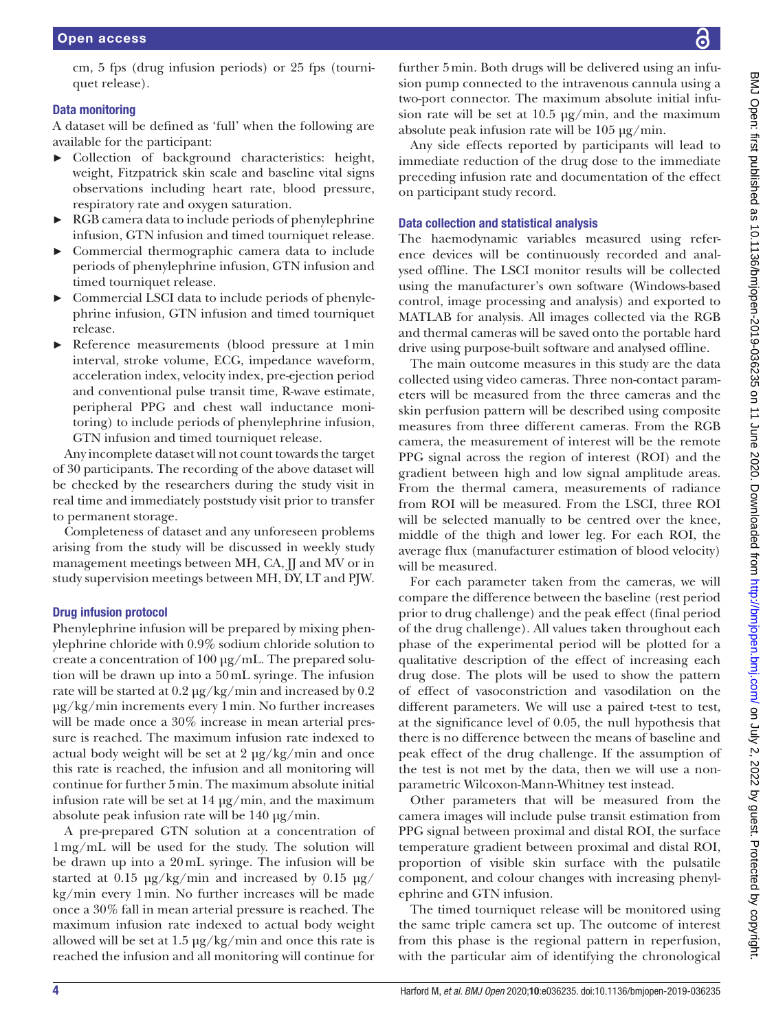cm, 5 fps (drug infusion periods) or 25 fps (tourniquet release).

### Data monitoring

A dataset will be defined as 'full' when the following are available for the participant:

- Collection of background characteristics: height, weight, Fitzpatrick skin scale and baseline vital signs observations including heart rate, blood pressure, respiratory rate and oxygen saturation.
- RGB camera data to include periods of phenylephrine infusion, GTN infusion and timed tourniquet release.
- Commercial thermographic camera data to include periods of phenylephrine infusion, GTN infusion and timed tourniquet release.
- Commercial LSCI data to include periods of phenylephrine infusion, GTN infusion and timed tourniquet release.
- Reference measurements (blood pressure at 1 min interval, stroke volume, ECG, impedance waveform, acceleration index, velocity index, pre-ejection period and conventional pulse transit time, R-wave estimate, peripheral PPG and chest wall inductance monitoring) to include periods of phenylephrine infusion, GTN infusion and timed tourniquet release.

Any incomplete dataset will not count towards the target of 30 participants. The recording of the above dataset will be checked by the researchers during the study visit in real time and immediately poststudy visit prior to transfer to permanent storage.

Completeness of dataset and any unforeseen problems arising from the study will be discussed in weekly study management meetings between MH, CA, JJ and MV or in study supervision meetings between MH, DY, LT and PJW.

### Drug infusion protocol

Phenylephrine infusion will be prepared by mixing phenylephrine chloride with 0.9% sodium chloride solution to create a concentration of 100 µg/mL. The prepared solution will be drawn up into a 50 mL syringe. The infusion rate will be started at 0.2 µg/kg/min and increased by 0.2 µg/kg/min increments every 1 min. No further increases will be made once a 30% increase in mean arterial pressure is reached. The maximum infusion rate indexed to actual body weight will be set at 2 µg/kg/min and once this rate is reached, the infusion and all monitoring will continue for further 5 min. The maximum absolute initial infusion rate will be set at 14 µg/min, and the maximum absolute peak infusion rate will be 140 µg/min.

A pre-prepared GTN solution at a concentration of 1 mg/mL will be used for the study. The solution will be drawn up into a 20 mL syringe. The infusion will be started at 0.15 µg/kg/min and increased by 0.15 µg/kg/min every 1 min. No further increases will be made once a 30% fall in mean arterial pressure is reached. The maximum infusion rate indexed to actual body weight allowed will be set at 1.5 µg/kg/min and once this rate is reached the infusion and all monitoring will continue for further 5 min. Both drugs will be delivered using an infusion pump connected to the intravenous cannula using a two-port connector. The maximum absolute initial infusion rate will be set at 10.5 µg/min, and the maximum absolute peak infusion rate will be 105 µg/min.

Any side effects reported by participants will lead to immediate reduction of the drug dose to the immediate preceding infusion rate and documentation of the effect on participant study record.

### Data collection and statistical analysis

The haemodynamic variables measured using reference devices will be continuously recorded and analysed offline. The LSCI monitor results will be collected using the manufacturer's own software (Windows-based control, image processing and analysis) and exported to MATLAB for analysis. All images collected via the RGB and thermal cameras will be saved onto the portable hard drive using purpose-built software and analysed offline.

The main outcome measures in this study are the data collected using video cameras. Three non-contact parameters will be measured from the three cameras and the skin perfusion pattern will be described using composite measures from three different cameras. From the RGB camera, the measurement of interest will be the remote PPG signal across the region of interest (ROI) and the gradient between high and low signal amplitude areas. From the thermal camera, measurements of radiance from ROI will be measured. From the LSCI, three ROI will be selected manually to be centred over the knee, middle of the thigh and lower leg. For each ROI, the average flux (manufacturer estimation of blood velocity) will be measured.

For each parameter taken from the cameras, we will compare the difference between the baseline (rest period prior to drug challenge) and the peak effect (final period of the drug challenge). All values taken throughout each phase of the experimental period will be plotted for a qualitative description of the effect of increasing each drug dose. The plots will be used to show the pattern of effect of vasoconstriction and vasodilation on the different parameters. We will use a paired t-test to test, at the significance level of 0.05, the null hypothesis that there is no difference between the means of baseline and peak effect of the drug challenge. If the assumption of the test is not met by the data, then we will use a non-parametric Wilcoxon-Mann-Whitney test instead.

Other parameters that will be measured from the camera images will include pulse transit estimation from PPG signal between proximal and distal ROI, the surface temperature gradient between proximal and distal ROI, proportion of visible skin surface with the pulsatile component, and colour changes with increasing phenylephrine and GTN infusion.

The timed tourniquet release will be monitored using the same triple camera set up. The outcome of interest from this phase is the regional pattern in reperfusion, with the particular aim of identifying the chronological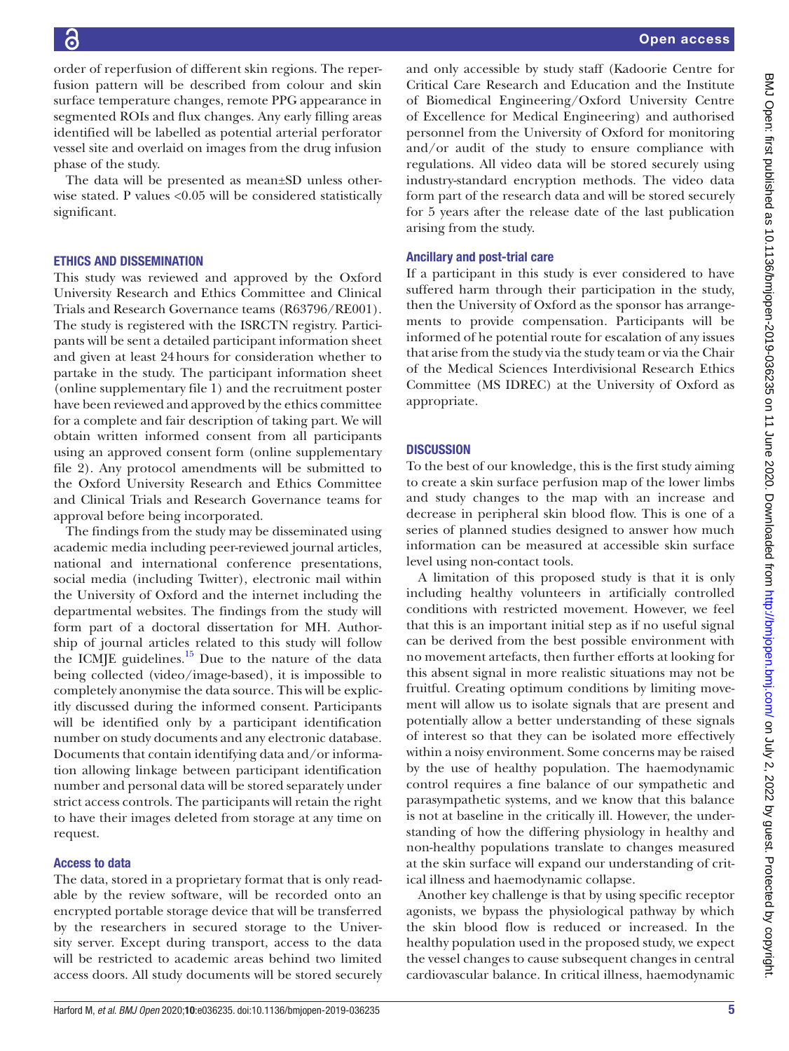order of reperfusion of different skin regions. The reperfusion pattern will be described from colour and skin surface temperature changes, remote PPG appearance in segmented ROIs and flux changes. Any early filling areas identified will be labelled as potential arterial perforator vessel site and overlaid on images from the drug infusion phase of the study.

The data will be presented as mean±SD unless otherwise stated. P values <0.05 will be considered statistically significant.

## ETHICS AND DISSEMINATION

This study was reviewed and approved by the Oxford University Research and Ethics Committee and Clinical Trials and Research Governance teams (R63796/RE001). The study is registered with the ISRCTN registry. Participants will be sent a detailed participant information sheet and given at least 24 hours for consideration whether to partake in the study. The participant information sheet (online supplementary file 1) and the recruitment poster have been reviewed and approved by the ethics committee for a complete and fair description of taking part. We will obtain written informed consent from all participants using an approved consent form (online supplementary file 2). Any protocol amendments will be submitted to the Oxford University Research and Ethics Committee and Clinical Trials and Research Governance teams for approval before being incorporated.

The findings from the study may be disseminated using academic media including peer-reviewed journal articles, national and international conference presentations, social media (including Twitter), electronic mail within the University of Oxford and the internet including the departmental websites. The findings from the study will form part of a doctoral dissertation for MH. Authorship of journal articles related to this study will follow the ICMJE guidelines.[15] Due to the nature of the data being collected (video/image-based), it is impossible to completely anonymise the data source. This will be explicitly discussed during the informed consent. Participants will be identified only by a participant identification number on study documents and any electronic database. Documents that contain identifying data and/or information allowing linkage between participant identification number and personal data will be stored separately under strict access controls. The participants will retain the right to have their images deleted from storage at any time on request.

### Access to data

The data, stored in a proprietary format that is only readable by the review software, will be recorded onto an encrypted portable storage device that will be transferred by the researchers in secured storage to the University server. Except during transport, access to the data will be restricted to academic areas behind two limited access doors. All study documents will be stored securely and only accessible by study staff (Kadoorie Centre for Critical Care Research and Education and the Institute of Biomedical Engineering/Oxford University Centre of Excellence for Medical Engineering) and authorised personnel from the University of Oxford for monitoring and/or audit of the study to ensure compliance with regulations. All video data will be stored securely using industry-standard encryption methods. The video data form part of the research data and will be stored securely for 5 years after the release date of the last publication arising from the study.

### Ancillary and post-trial care

If a participant in this study is ever considered to have suffered harm through their participation in the study, then the University of Oxford as the sponsor has arrangements to provide compensation. Participants will be informed of he potential route for escalation of any issues that arise from the study via the study team or via the Chair of the Medical Sciences Interdivisional Research Ethics Committee (MS IDREC) at the University of Oxford as appropriate.

## DISCUSSION

To the best of our knowledge, this is the first study aiming to create a skin surface perfusion map of the lower limbs and study changes to the map with an increase and decrease in peripheral skin blood flow. This is one of a series of planned studies designed to answer how much information can be measured at accessible skin surface level using non-contact tools.

A limitation of this proposed study is that it is only including healthy volunteers in artificially controlled conditions with restricted movement. However, we feel that this is an important initial step as if no useful signal can be derived from the best possible environment with no movement artefacts, then further efforts at looking for this absent signal in more realistic situations may not be fruitful. Creating optimum conditions by limiting movement will allow us to isolate signals that are present and potentially allow a better understanding of these signals of interest so that they can be isolated more effectively within a noisy environment. Some concerns may be raised by the use of healthy population. The haemodynamic control requires a fine balance of our sympathetic and parasympathetic systems, and we know that this balance is not at baseline in the critically ill. However, the understanding of how the differing physiology in healthy and non-healthy populations translate to changes measured at the skin surface will expand our understanding of critical illness and haemodynamic collapse.

Another key challenge is that by using specific receptor agonists, we bypass the physiological pathway by which the skin blood flow is reduced or increased. In the healthy population used in the proposed study, we expect the vessel changes to cause subsequent changes in central cardiovascular balance. In critical illness, haemodynamic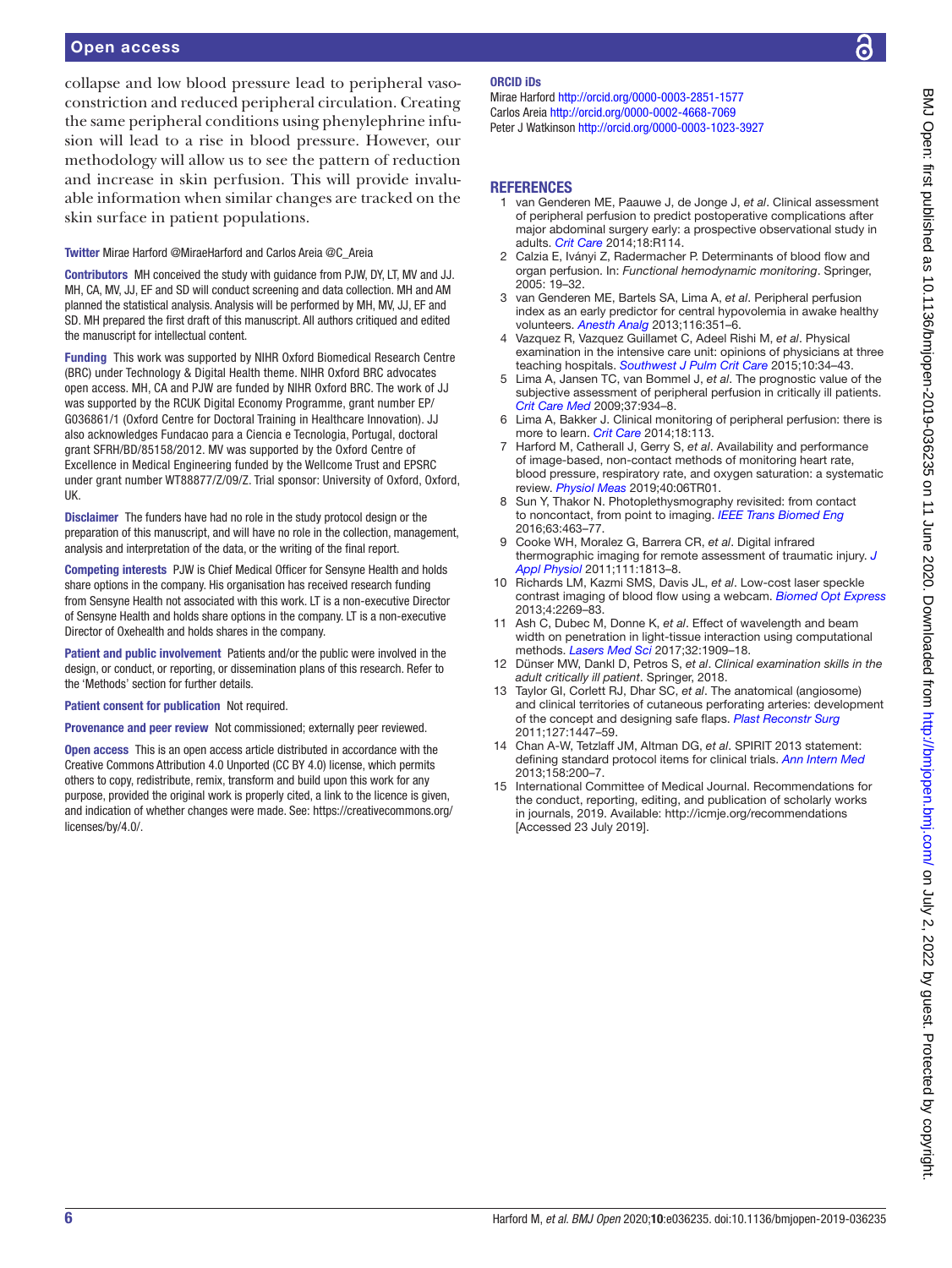collapse and low blood pressure lead to peripheral vasoconstriction and reduced peripheral circulation. Creating the same peripheral conditions using phenylephrine infusion will lead to a rise in blood pressure. However, our methodology will allow us to see the pattern of reduction and increase in skin perfusion. This will provide invaluable information when similar changes are tracked on the skin surface in patient populations.

**Twitter** Mirae Harford @MiraeHarford and Carlos Areia @C_Areia

**Contributors** MH conceived the study with guidance from PJW, DY, LT, MV and JJ. MH, CA, MV, JJ, EF and SD will conduct screening and data collection. MH and AM planned the statistical analysis. Analysis will be performed by MH, MV, JJ, EF and SD. MH prepared the first draft of this manuscript. All authors critiqued and edited the manuscript for intellectual content.

**Funding** This work was supported by NIHR Oxford Biomedical Research Centre (BRC) under Technology & Digital Health theme. NIHR Oxford BRC advocates open access. MH, CA and PJW are funded by NIHR Oxford BRC. The work of JJ was supported by the RCUK Digital Economy Programme, grant number EP/G036861/1 (Oxford Centre for Doctoral Training in Healthcare Innovation). JJ also acknowledges Fundacao para a Ciencia e Tecnologia, Portugal, doctoral grant SFRH/BD/85158/2012. MV was supported by the Oxford Centre of Excellence in Medical Engineering funded by the Wellcome Trust and EPSRC under grant number WT88877/Z/09/Z. Trial sponsor: University of Oxford, Oxford, UK.

**Disclaimer** The funders have had no role in the study protocol design or the preparation of this manuscript, and will have no role in the collection, management, analysis and interpretation of the data, or the writing of the final report.

**Competing interests** PJW is Chief Medical Officer for Sensyne Health and holds share options in the company. His organisation has received research funding from Sensyne Health not associated with this work. LT is a non-executive Director of Sensyne Health and holds share options in the company. LT is a non-executive Director of Oxehealth and holds shares in the company.

**Patient and public involvement** Patients and/or the public were involved in the design, or conduct, or reporting, or dissemination plans of this research. Refer to the 'Methods' section for further details.

**Patient consent for publication** Not required.

**Provenance and peer review** Not commissioned; externally peer reviewed.

**Open access** This is an open access article distributed in accordance with the Creative Commons Attribution 4.0 Unported (CC BY 4.0) license, which permits others to copy, redistribute, remix, transform and build upon this work for any purpose, provided the original work is properly cited, a link to the licence is given, and indication of whether changes were made. See: https://creativecommons.org/licenses/by/4.0/.

**ORCID iDs**

Mirae Harford http://orcid.org/0000-0003-2851-1577
Carlos Areia http://orcid.org/0000-0002-4668-7069
Peter J Watkinson http://orcid.org/0000-0003-1023-3927

## REFERENCES

1. van Genderen ME, Paauwe J, de Jonge J, *et al*. Clinical assessment of peripheral perfusion to predict postoperative complications after major abdominal surgery early: a prospective observational study in adults. *Crit Care* 2014;18:R114.
2. Calzia E, Iványi Z, Radermacher P. Determinants of blood flow and organ perfusion. In: *Functional hemodynamic monitoring*. Springer, 2005: 19–32.
3. van Genderen ME, Bartels SA, Lima A, *et al*. Peripheral perfusion index as an early predictor for central hypovolemia in awake healthy volunteers. *Anesth Analg* 2013;116:351–6.
4. Vazquez R, Vazquez Guillamet C, Adeel Rishi M, *et al*. Physical examination in the intensive care unit: opinions of physicians at three teaching hospitals. *Southwest J Pulm Crit Care* 2015;10:34–43.
5. Lima A, Jansen TC, van Bommel J, *et al*. The prognostic value of the subjective assessment of peripheral perfusion in critically ill patients. *Crit Care Med* 2009;37:934–8.
6. Lima A, Bakker J. Clinical monitoring of peripheral perfusion: there is more to learn. *Crit Care* 2014;18:113.
7. Harford M, Catherall J, Gerry S, *et al*. Availability and performance of image-based, non-contact methods of monitoring heart rate, blood pressure, respiratory rate, and oxygen saturation: a systematic review. *Physiol Meas* 2019;40:06TR01.
8. Sun Y, Thakor N. Photoplethysmography revisited: from contact to noncontact, from point to imaging. *IEEE Trans Biomed Eng* 2016;63:463–77.
9. Cooke WH, Moralez G, Barrera CR, *et al*. Digital infrared thermographic imaging for remote assessment of traumatic injury. *J Appl Physiol* 2011;111:1813–8.
10. Richards LM, Kazmi SMS, Davis JL, *et al*. Low-cost laser speckle contrast imaging of blood flow using a webcam. *Biomed Opt Express* 2013;4:2269–83.
11. Ash C, Dubec M, Donne K, *et al*. Effect of wavelength and beam width on penetration in light-tissue interaction using computational methods. *Lasers Med Sci* 2017;32:1909–18.
12. Dünser MW, Dankl D, Petros S, *et al*. *Clinical examination skills in the adult critically ill patient*. Springer, 2018.
13. Taylor GI, Corlett RJ, Dhar SC, *et al*. The anatomical (angiosome) and clinical territories of cutaneous perforating arteries: development of the concept and designing safe flaps. *Plast Reconstr Surg* 2011;127:1447–59.
14. Chan A-W, Tetzlaff JM, Altman DG, *et al*. SPIRIT 2013 statement: defining standard protocol items for clinical trials. *Ann Intern Med* 2013;158:200–7.
15. International Committee of Medical Journal. Recommendations for the conduct, reporting, editing, and publication of scholarly works in journals, 2019. Available: http://icmje.org/recommendations [Accessed 23 July 2019].